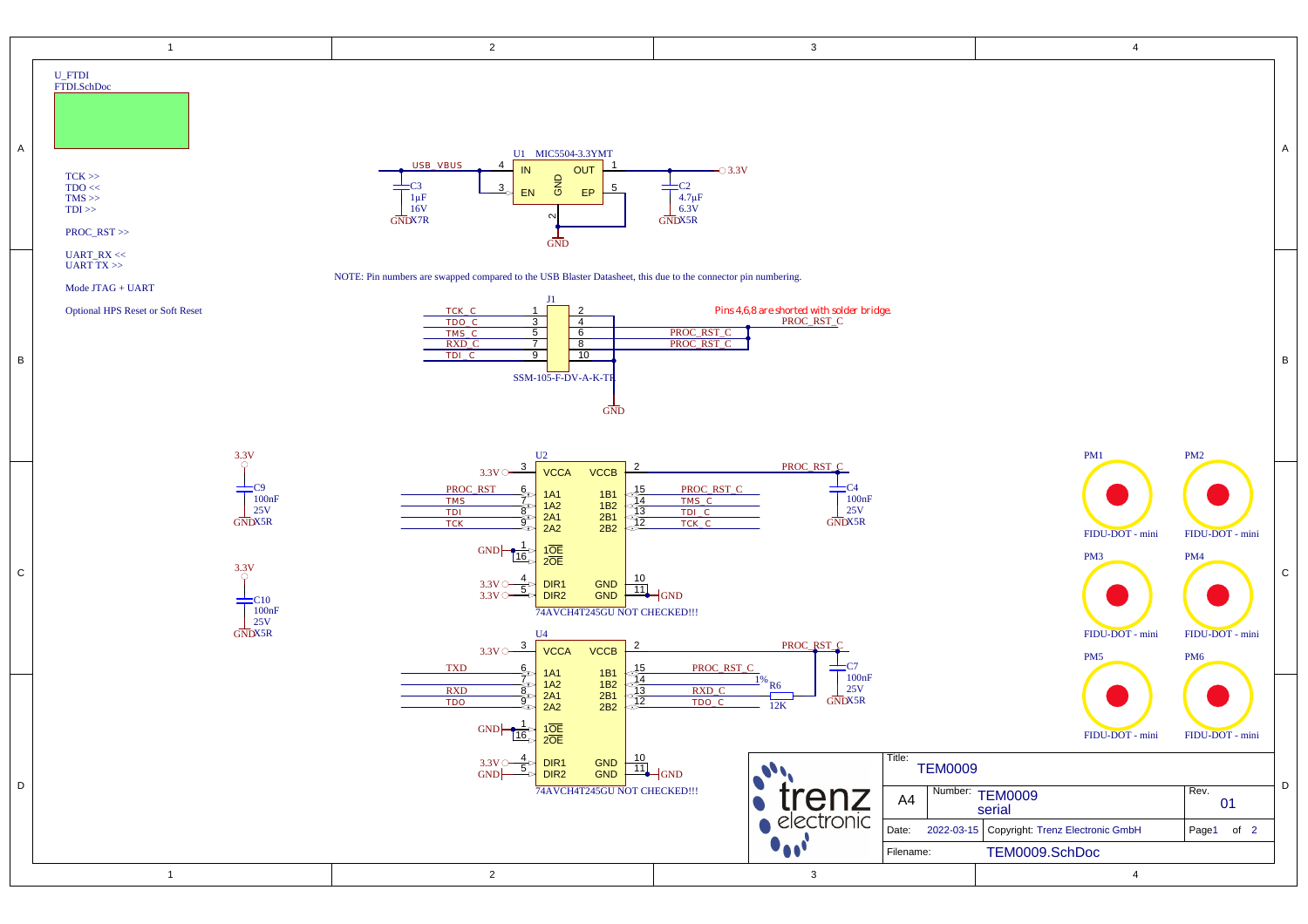U_FTDI
FTDI.SchDoc

TCK >>
TDO <<
TMS >>
TDI >>

PROC_RST >>

UART_RX <<
UART TX >>

Mode JTAG + UART

Optional HPS Reset or Soft Reset

U1 MIC5504-3.3YMT

USB_VBUS — IN (4), EN (3), GND (2), OUT (1), EP (5) — 3.3V

C3 1µF 16V X7R

C2 4.7µF 6.3V X5R

NOTE: Pin numbers are swapped compared to the USB Blaster Datasheet, this due to the connector pin numbering.

J1 SSM-105-F-DV-A-K-TR

| Signal | Pin | Pin | Signal |
|---|---|---|---|
| TCK_C | 1 | 2 | |
| TDO_C | 3 | 4 | |
| TMS_C | 5 | 6 | PROC_RST_C |
| RXD_C | 7 | 8 | PROC_RST_C |
| TDI_C | 9 | 10 | GND |

Pins 4,6,8 are shorted with solder bridge.

PROC_RST_C

U2 74AVCH4T245GU NOT CHECKED!!!

| Signal | Pin | Name | Name | Pin | Signal |
|---|---|---|---|---|---|
| 3.3V | 3 | VCCA | VCCB | 2 | PROC_RST_C |
| PROC_RST | 6 | 1A1 | 1B1 | 15 | PROC_RST_C |
| TMS | 7 | 1A2 | 1B2 | 14 | TMS_C |
| TDI | 8 | 2A1 | 2B1 | 13 | TDI_C |
| TCK | 9 | 2A2 | 2B2 | 12 | TCK_C |
| GND | 1 | 1OE | | | |
| | 16 | 2OE | | | |
| 3.3V | 4 | DIR1 | GND | 10 | GND |
| 3.3V | 5 | DIR2 | GND | 11 | |

C4 100nF 25V X5R

C9 100nF 25V X5R (3.3V)

C10 100nF 25V X5R (3.3V)

U4 74AVCH4T245GU NOT CHECKED!!!

| Signal | Pin | Name | Name | Pin | Signal |
|---|---|---|---|---|---|
| 3.3V | 3 | VCCA | VCCB | 2 | PROC_RST_C |
| TXD | 6 | 1A1 | 1B1 | 15 | PROC_RST_C |
| | 7 | 1A2 | 1B2 | 14 | |
| RXD | 8 | 2A1 | 2B1 | 13 | RXD_C |
| TDO | 9 | 2A2 | 2B2 | 12 | TDO_C |
| GND | 1 | 1OE | | | |
| | 16 | 2OE | | | |
| 3.3V | 4 | DIR1 | GND | 10 | GND |
| GND | 5 | DIR2 | GND | 11 | |

R6 12K 1%

C7 100nF 25V X5R

PM1 FIDU-DOT - mini
PM2 FIDU-DOT - mini
PM3 FIDU-DOT - mini
PM4 FIDU-DOT - mini
PM5 FIDU-DOT - mini
PM6 FIDU-DOT - mini

trenz electronic

| | |
|---|---|
| Title: | TEM0009 |
| A4 | Number: TEM0009 serial |
| Rev. | 01 |
| Date: | 2022-03-15 |
| Copyright: | Trenz Electronic GmbH |
| Page1 of 2 | |
| Filename: | TEM0009.SchDoc |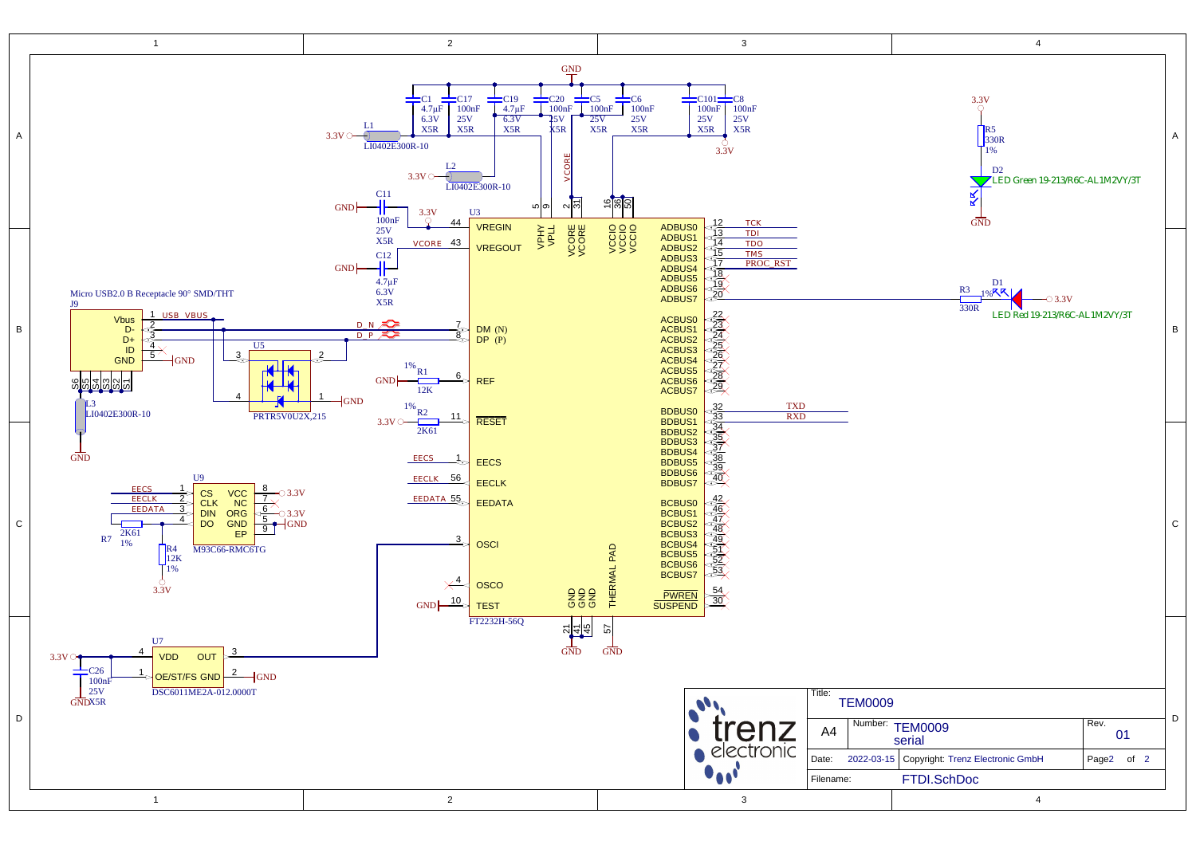GND

C1 4.7µF 6.3V X5R
C17 100nF 25V X5R
C19 4.7µF 6.3V X5R
C20 100nF 25V X5R
C5 100nF 25V X5R
C6 100nF 25V X5R
C101 100nF 25V X5R
C8 100nF 25V X5R

3.3V
L1 LI0402E300R-10
3.3V
L2 LI0402E300R-10
VCORE
3.3V

C11 100nF 25V X5R
GND
3.3V
C12 4.7µF 6.3V X5R
GND
VCORE

U3 FT2232H-56Q

44 VREGIN
43 VREGOUT
5 VPHY
9 VPLL
2 VCORE
31 VCORE
16 VCCIO
36 VCCIO
50 VCCIO

12 ADBUS0 TCK
13 ADBUS1 TDI
14 ADBUS2 TDO
15 ADBUS3 TMS
17 ADBUS4 PROC_RST
18 ADBUS5
19 ADBUS6
20 ADBUS7

22 ACBUS0
23 ACBUS1
24 ACBUS2
25 ACBUS3
26 ACBUS4
27 ACBUS5
28 ACBUS6
29 ACBUS7

32 BDBUS0 TXD
33 BDBUS1 RXD
34 BDBUS2
35 BDBUS3
37 BDBUS4
38 BDBUS5
39 BDBUS6
40 BDBUS7

42 BCBUS0
46 BCBUS1
47 BCBUS2
48 BCBUS3
49 BCBUS4
51 BCBUS5
52 BCBUS6
53 BCBUS7

54 PWREN
30 SUSPEND

7 DM (N)
8 DP (P)
6 REF
11 RESET
1 EECS
56 EECLK
55 EEDATA
3 OSCI
4 OSCO
10 TEST

21 GND
41 GND
45 GND
57 THERMAL PAD
GND GND

Micro USB2.0 B Receptacle 90° SMD/THT
J9
1 Vbus USB_VBUS
2 D- D_N
3 D+ D_P
4 ID
5 GND GND
S6 S5 S4 S3 S2 S1

L3 LI0402E300R-10
GND

U5 PRTR5V0U2X,215
3 2 4 1 GND

R1 12K 1%
GND
R2 2K61 1%
3.3V

U9 M93C66-RMC6TG
1 CS EECS
2 CLK EECLK
3 DIN EEDATA
4 DO
8 VCC 3.3V
7 NC
6 ORG 3.3V
5 GND GND
9 EP

R7 2K61 1%
R4 12K 1%
3.3V

U7 DSC6011ME2A-012.0000T
4 VDD
1 OE/ST/FS
3 OUT
2 GND GND
3.3V
C26 100nF 25V X5R
GND

3.3V
R5 330R 1%
D2 LED Green 19-213/R6C-AL1M2VY/3T
GND

R3 330R 1%
D1 LED Red 19-213/R6C-AL1M2VY/3T
3.3V

trenz electronic

Title: TEM0009
A4 Number: TEM0009 serial
Rev. 01
Date: 2022-03-15
Copyright: Trenz Electronic GmbH
Page2 of 2
Filename: FTDI.SchDoc